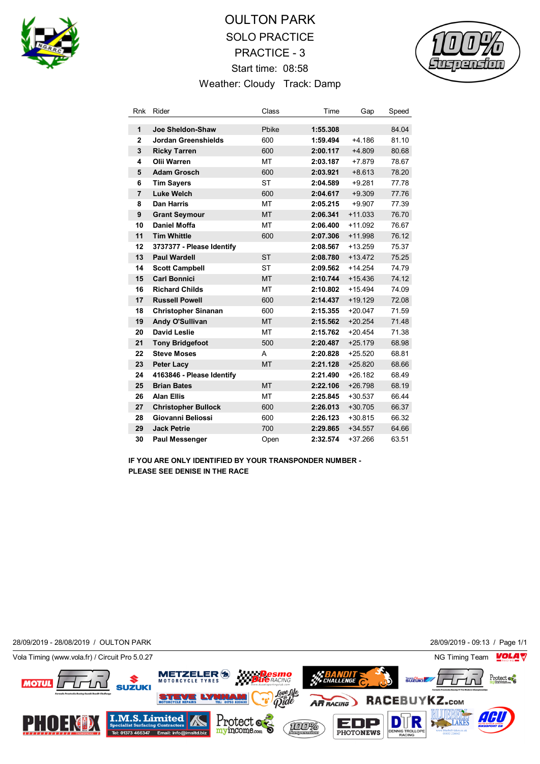# OULTON PARK

## SOLO PRACTICE

## PRACTICE - 3

Start time: 08:58

Weather: Cloudy Track: Damp

| Rnk | Rider | Class | Time | Gap | Speed |
|---|---|---|---|---|---|
| 1 | **Joe Sheldon-Shaw** | Pbike | **1:55.308** | | 84.04 |
| 2 | **Jordan Greenshields** | 600 | **1:59.494** | +4.186 | 81.10 |
| 3 | **Ricky Tarren** | 600 | **2:00.117** | +4.809 | 80.68 |
| 4 | **Olii Warren** | MT | **2:03.187** | +7.879 | 78.67 |
| 5 | **Adam Grosch** | 600 | **2:03.921** | +8.613 | 78.20 |
| 6 | **Tim Sayers** | ST | **2:04.589** | +9.281 | 77.78 |
| 7 | **Luke Welch** | 600 | **2:04.617** | +9.309 | 77.76 |
| 8 | **Dan Harris** | MT | **2:05.215** | +9.907 | 77.39 |
| 9 | **Grant Seymour** | MT | **2:06.341** | +11.033 | 76.70 |
| 10 | **Daniel Moffa** | MT | **2:06.400** | +11.092 | 76.67 |
| 11 | **Tim Whittle** | 600 | **2:07.306** | +11.998 | 76.12 |
| 12 | **3737377 - Please Identify** | | **2:08.567** | +13.259 | 75.37 |
| 13 | **Paul Wardell** | ST | **2:08.780** | +13.472 | 75.25 |
| 14 | **Scott Campbell** | ST | **2:09.562** | +14.254 | 74.79 |
| 15 | **Carl Bonnici** | MT | **2:10.744** | +15.436 | 74.12 |
| 16 | **Richard Childs** | MT | **2:10.802** | +15.494 | 74.09 |
| 17 | **Russell Powell** | 600 | **2:14.437** | +19.129 | 72.08 |
| 18 | **Christopher Sinanan** | 600 | **2:15.355** | +20.047 | 71.59 |
| 19 | **Andy O'Sullivan** | MT | **2:15.562** | +20.254 | 71.48 |
| 20 | **David Leslie** | MT | **2:15.762** | +20.454 | 71.38 |
| 21 | **Tony Bridgefoot** | 500 | **2:20.487** | +25.179 | 68.98 |
| 22 | **Steve Moses** | A | **2:20.828** | +25.520 | 68.81 |
| 23 | **Peter Lacy** | MT | **2:21.128** | +25.820 | 68.66 |
| 24 | **4163846 - Please Identify** | | **2:21.490** | +26.182 | 68.49 |
| 25 | **Brian Bates** | MT | **2:22.106** | +26.798 | 68.19 |
| 26 | **Alan Ellis** | MT | **2:25.845** | +30.537 | 66.44 |
| 27 | **Christopher Bullock** | 600 | **2:26.013** | +30.705 | 66.37 |
| 28 | **Giovanni Beliossi** | 600 | **2:26.123** | +30.815 | 66.32 |
| 29 | **Jack Petrie** | 700 | **2:29.865** | +34.557 | 64.66 |
| 30 | **Paul Messenger** | Open | **2:32.574** | +37.266 | 63.51 |

**IF YOU ARE ONLY IDENTIFIED BY YOUR TRANSPONDER NUMBER - PLEASE SEE DENISE IN THE RACE**

28/09/2019 - 28/08/2019 / OULTON PARK

28/09/2019 - 09:13

Vola Timing (www.vola.fr) / Circuit Pro 5.0.27

NG Timing Team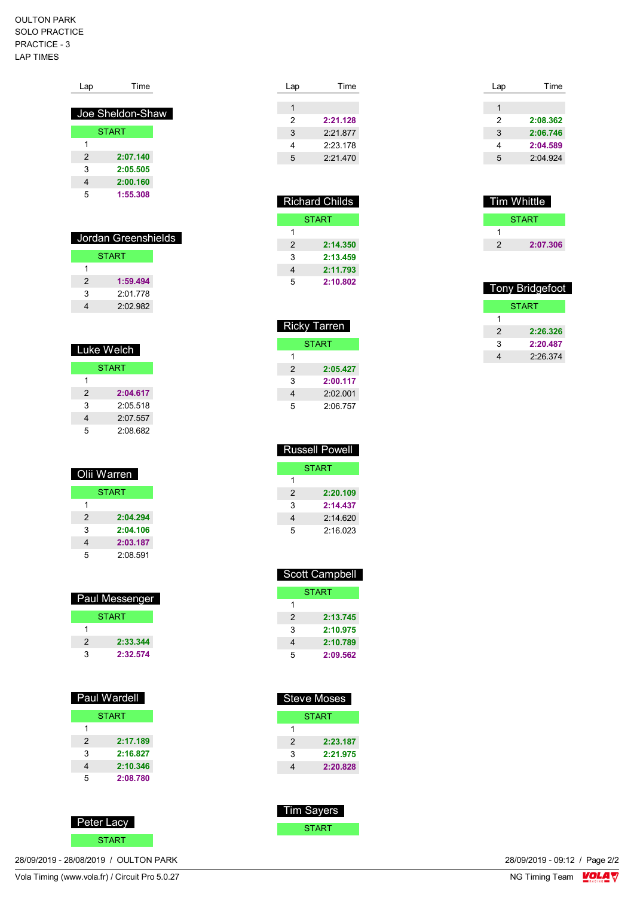OULTON PARK
SOLO PRACTICE
PRACTICE - 3
LAP TIMES

| Lap | Time |
|---|---|

## Joe Sheldon-Shaw

| Lap | Time |
|---|---|
| START | |
| 1 | |
| 2 | **2:07.140** |
| 3 | **2:05.505** |
| 4 | **2:00.160** |
| 5 | **1:55.308** |

## Jordan Greenshields

| Lap | Time |
|---|---|
| START | |
| 1 | |
| 2 | **1:59.494** |
| 3 | 2:01.778 |
| 4 | 2:02.982 |

## Luke Welch

| Lap | Time |
|---|---|
| START | |
| 1 | |
| 2 | **2:04.617** |
| 3 | 2:05.518 |
| 4 | 2:07.557 |
| 5 | 2:08.682 |

## Olii Warren

| Lap | Time |
|---|---|
| START | |
| 1 | |
| 2 | **2:04.294** |
| 3 | **2:04.106** |
| 4 | **2:03.187** |
| 5 | 2:08.591 |

## Paul Messenger

| Lap | Time |
|---|---|
| START | |
| 1 | |
| 2 | **2:33.344** |
| 3 | **2:32.574** |

## Paul Wardell

| Lap | Time |
|---|---|
| START | |
| 1 | |
| 2 | **2:17.189** |
| 3 | **2:16.827** |
| 4 | **2:10.346** |
| 5 | **2:08.780** |

## Peter Lacy

| Lap | Time |
|---|---|
| START | |

| Lap | Time |
|---|---|
| 1 | |
| 2 | **2:21.128** |
| 3 | 2:21.877 |
| 4 | 2:23.178 |
| 5 | 2:21.470 |

## Richard Childs

| Lap | Time |
|---|---|
| START | |
| 1 | |
| 2 | **2:14.350** |
| 3 | **2:13.459** |
| 4 | **2:11.793** |
| 5 | **2:10.802** |

## Ricky Tarren

| Lap | Time |
|---|---|
| START | |
| 1 | |
| 2 | **2:05.427** |
| 3 | **2:00.117** |
| 4 | 2:02.001 |
| 5 | 2:06.757 |

## Russell Powell

| Lap | Time |
|---|---|
| START | |
| 1 | |
| 2 | **2:20.109** |
| 3 | **2:14.437** |
| 4 | 2:14.620 |
| 5 | 2:16.023 |

## Scott Campbell

| Lap | Time |
|---|---|
| START | |
| 1 | |
| 2 | **2:13.745** |
| 3 | **2:10.975** |
| 4 | **2:10.789** |
| 5 | **2:09.562** |

## Steve Moses

| Lap | Time |
|---|---|
| START | |
| 1 | |
| 2 | **2:23.187** |
| 3 | **2:21.975** |
| 4 | **2:20.828** |

## Tim Sayers

| Lap | Time |
|---|---|
| START | |

| Lap | Time |
|---|---|
| 1 | |
| 2 | **2:08.362** |
| 3 | **2:06.746** |
| 4 | **2:04.589** |
| 5 | 2:04.924 |

## Tim Whittle

| Lap | Time |
|---|---|
| START | |
| 1 | |
| 2 | **2:07.306** |

## Tony Bridgefoot

| Lap | Time |
|---|---|
| START | |
| 1 | |
| 2 | **2:26.326** |
| 3 | **2:20.487** |
| 4 | 2:26.374 |

28/09/2019 - 28/08/2019 / OULTON PARK

28/09/2019 - 09:12

Vola Timing (www.vola.fr) / Circuit Pro 5.0.27

NG Timing Team